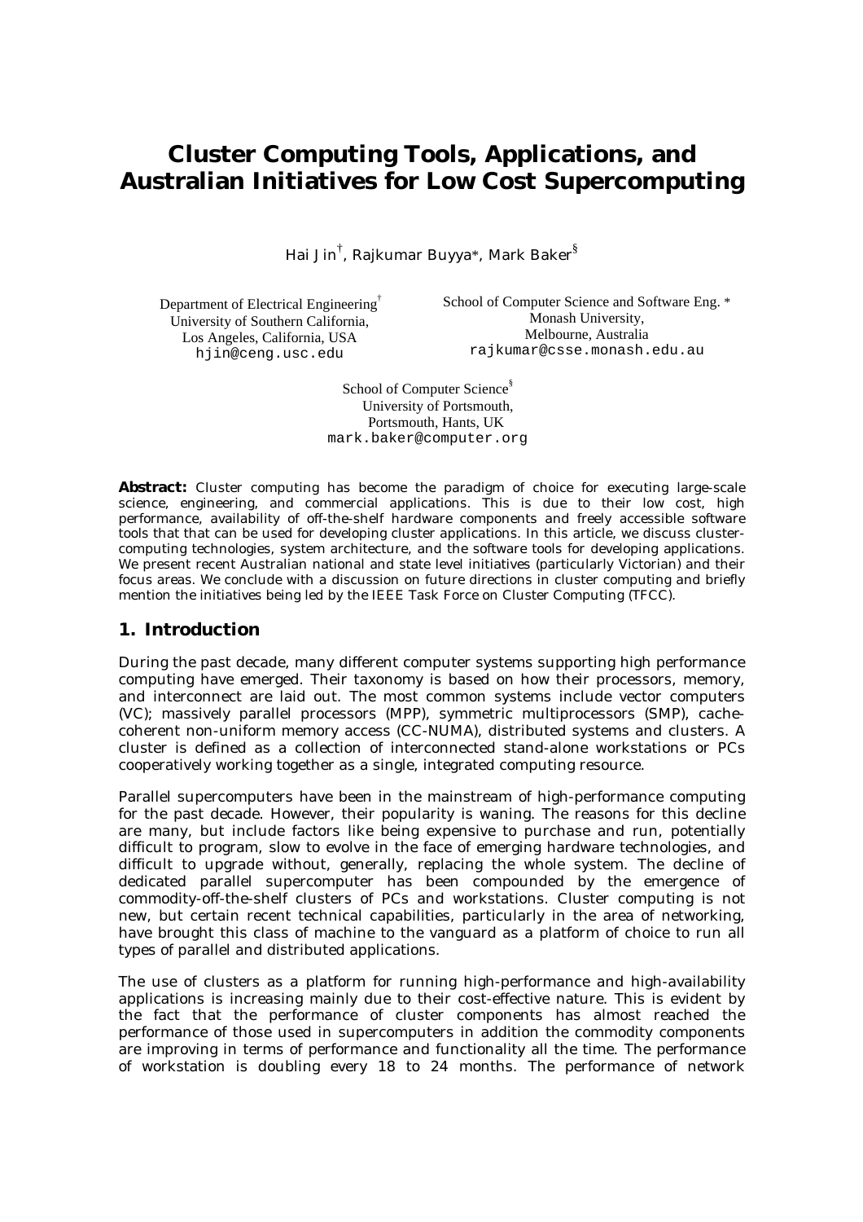# Cluster Computing Tools, Applications, and Australian Initiatives for Low Cost Supercomputing

Hai Jin[†], Rajkumar Buyya[*], Mark Baker[§]

Department of Electrical Engineering[†]
University of Southern California,
Los Angeles, California, USA
hjin@ceng.usc.edu

School of Computer Science and Software Eng. [*]
Monash University,
Melbourne, Australia
rajkumar@csse.monash.edu.au

School of Computer Science[§]
University of Portsmouth,
Portsmouth, Hants, UK
mark.baker@computer.org

**Abstract:** Cluster computing has become the paradigm of choice for executing large-scale science, engineering, and commercial applications. This is due to their low cost, high performance, availability of off-the-shelf hardware components and freely accessible software tools that that can be used for developing cluster applications. In this article, we discuss cluster-computing technologies, system architecture, and the software tools for developing applications. We present recent Australian national and state level initiatives (particularly Victorian) and their focus areas. We conclude with a discussion on future directions in cluster computing and briefly mention the initiatives being led by the IEEE Task Force on Cluster Computing (TFCC).

## 1. Introduction

During the past decade, many different computer systems supporting high performance computing have emerged. Their taxonomy is based on how their processors, memory, and interconnect are laid out. The most common systems include vector computers (VC); massively parallel processors (MPP), symmetric multiprocessors (SMP), cache-coherent non-uniform memory access (CC-NUMA), distributed systems and clusters. A cluster is defined as a collection of interconnected stand-alone workstations or PCs cooperatively working together as a single, integrated computing resource.

Parallel supercomputers have been in the mainstream of high-performance computing for the past decade. However, their popularity is waning. The reasons for this decline are many, but include factors like being expensive to purchase and run, potentially difficult to program, slow to evolve in the face of emerging hardware technologies, and difficult to upgrade without, generally, replacing the whole system. The decline of dedicated parallel supercomputer has been compounded by the emergence of commodity-off-the-shelf clusters of PCs and workstations. Cluster computing is not new, but certain recent technical capabilities, particularly in the area of networking, have brought this class of machine to the vanguard as a platform of choice to run all types of parallel and distributed applications.

The use of clusters as a platform for running high-performance and high-availability applications is increasing mainly due to their cost-effective nature. This is evident by the fact that the performance of cluster components has almost reached the performance of those used in supercomputers in addition the commodity components are improving in terms of performance and functionality all the time. The performance of workstation is doubling every 18 to 24 months. The performance of network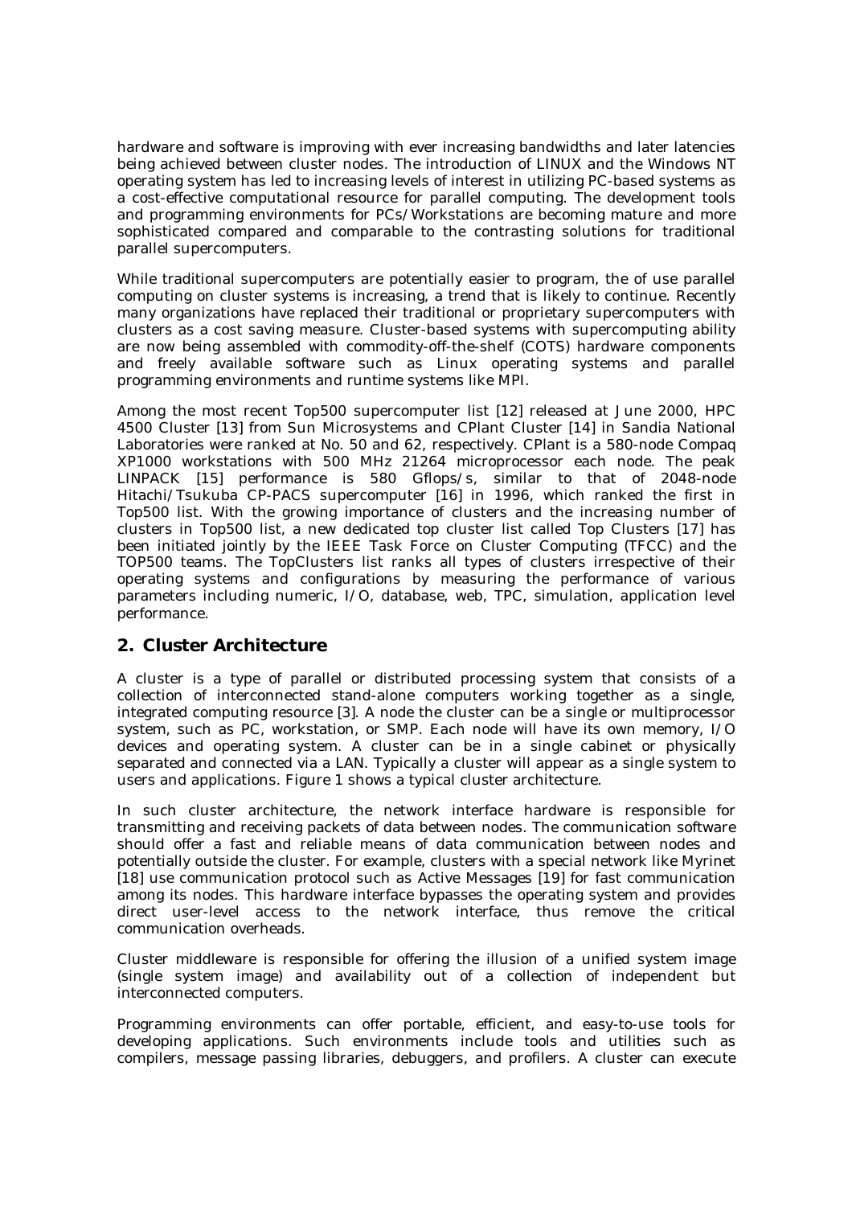hardware and software is improving with ever increasing bandwidths and later latencies being achieved between cluster nodes. The introduction of LINUX and the Windows NT operating system has led to increasing levels of interest in utilizing PC-based systems as a cost-effective computational resource for parallel computing. The development tools and programming environments for PCs/Workstations are becoming mature and more sophisticated compared and comparable to the contrasting solutions for traditional parallel supercomputers.

While traditional supercomputers are potentially easier to program, the of use parallel computing on cluster systems is increasing, a trend that is likely to continue. Recently many organizations have replaced their traditional or proprietary supercomputers with clusters as a cost saving measure. Cluster-based systems with supercomputing ability are now being assembled with commodity-off-the-shelf (COTS) hardware components and freely available software such as Linux operating systems and parallel programming environments and runtime systems like MPI.

Among the most recent Top500 supercomputer list [12] released at June 2000, HPC 4500 Cluster [13] from Sun Microsystems and CPlant Cluster [14] in Sandia National Laboratories were ranked at No. 50 and 62, respectively. CPlant is a 580-node Compaq XP1000 workstations with 500 MHz 21264 microprocessor each node. The peak LINPACK [15] performance is 580 Gflops/s, similar to that of 2048-node Hitachi/Tsukuba CP-PACS supercomputer [16] in 1996, which ranked the first in Top500 list. With the growing importance of clusters and the increasing number of clusters in Top500 list, a new dedicated top cluster list called Top Clusters [17] has been initiated jointly by the IEEE Task Force on Cluster Computing (TFCC) and the TOP500 teams. The TopClusters list ranks all types of clusters irrespective of their operating systems and configurations by measuring the performance of various parameters including numeric, I/O, database, web, TPC, simulation, application level performance.

## 2. Cluster Architecture

A cluster is a type of parallel or distributed processing system that consists of a collection of interconnected stand-alone computers working together as a single, integrated computing resource [3]. A node the cluster can be a single or multiprocessor system, such as PC, workstation, or SMP. Each node will have its own memory, I/O devices and operating system. A cluster can be in a single cabinet or physically separated and connected via a LAN. Typically a cluster will appear as a single system to users and applications. Figure 1 shows a typical cluster architecture.

In such cluster architecture, the network interface hardware is responsible for transmitting and receiving packets of data between nodes. The communication software should offer a fast and reliable means of data communication between nodes and potentially outside the cluster. For example, clusters with a special network like Myrinet [18] use communication protocol such as Active Messages [19] for fast communication among its nodes. This hardware interface bypasses the operating system and provides direct user-level access to the network interface, thus remove the critical communication overheads.

Cluster middleware is responsible for offering the illusion of a unified system image (single system image) and availability out of a collection of independent but interconnected computers.

Programming environments can offer portable, efficient, and easy-to-use tools for developing applications. Such environments include tools and utilities such as compilers, message passing libraries, debuggers, and profilers. A cluster can execute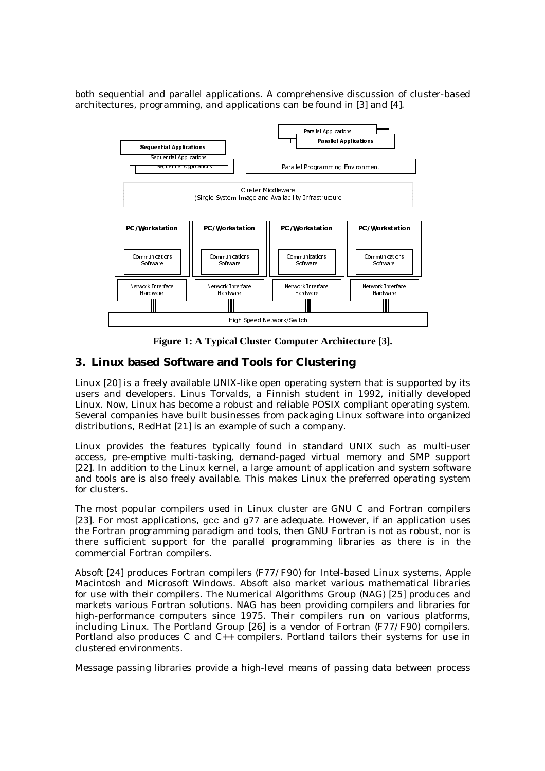both sequential and parallel applications. A comprehensive discussion of cluster-based architectures, programming, and applications can be found in [3] and [4].

**Figure 1: A Typical Cluster Computer Architecture [3].**

## 3. Linux based Software and Tools for Clustering

Linux [20] is a freely available UNIX-like open operating system that is supported by its users and developers. Linus Torvalds, a Finnish student in 1992, initially developed Linux. Now, Linux has become a robust and reliable POSIX compliant operating system. Several companies have built businesses from packaging Linux software into organized distributions, RedHat [21] is an example of such a company.

Linux provides the features typically found in standard UNIX such as multi-user access, pre-emptive multi-tasking, demand-paged virtual memory and SMP support [22]. In addition to the Linux kernel, a large amount of application and system software and tools are is also freely available. This makes Linux the preferred operating system for clusters.

The most popular compilers used in Linux cluster are GNU C and Fortran compilers [23]. For most applications, gcc and g77 are adequate. However, if an application uses the Fortran programming paradigm and tools, then GNU Fortran is not as robust, nor is there sufficient support for the parallel programming libraries as there is in the commercial Fortran compilers.

Absoft [24] produces Fortran compilers (F77/F90) for Intel-based Linux systems, Apple Macintosh and Microsoft Windows. Absoft also market various mathematical libraries for use with their compilers. The Numerical Algorithms Group (NAG) [25] produces and markets various Fortran solutions. NAG has been providing compilers and libraries for high-performance computers since 1975. Their compilers run on various platforms, including Linux. The Portland Group [26] is a vendor of Fortran (F77/F90) compilers. Portland also produces C and C++ compilers. Portland tailors their systems for use in clustered environments.

Message passing libraries provide a high-level means of passing data between process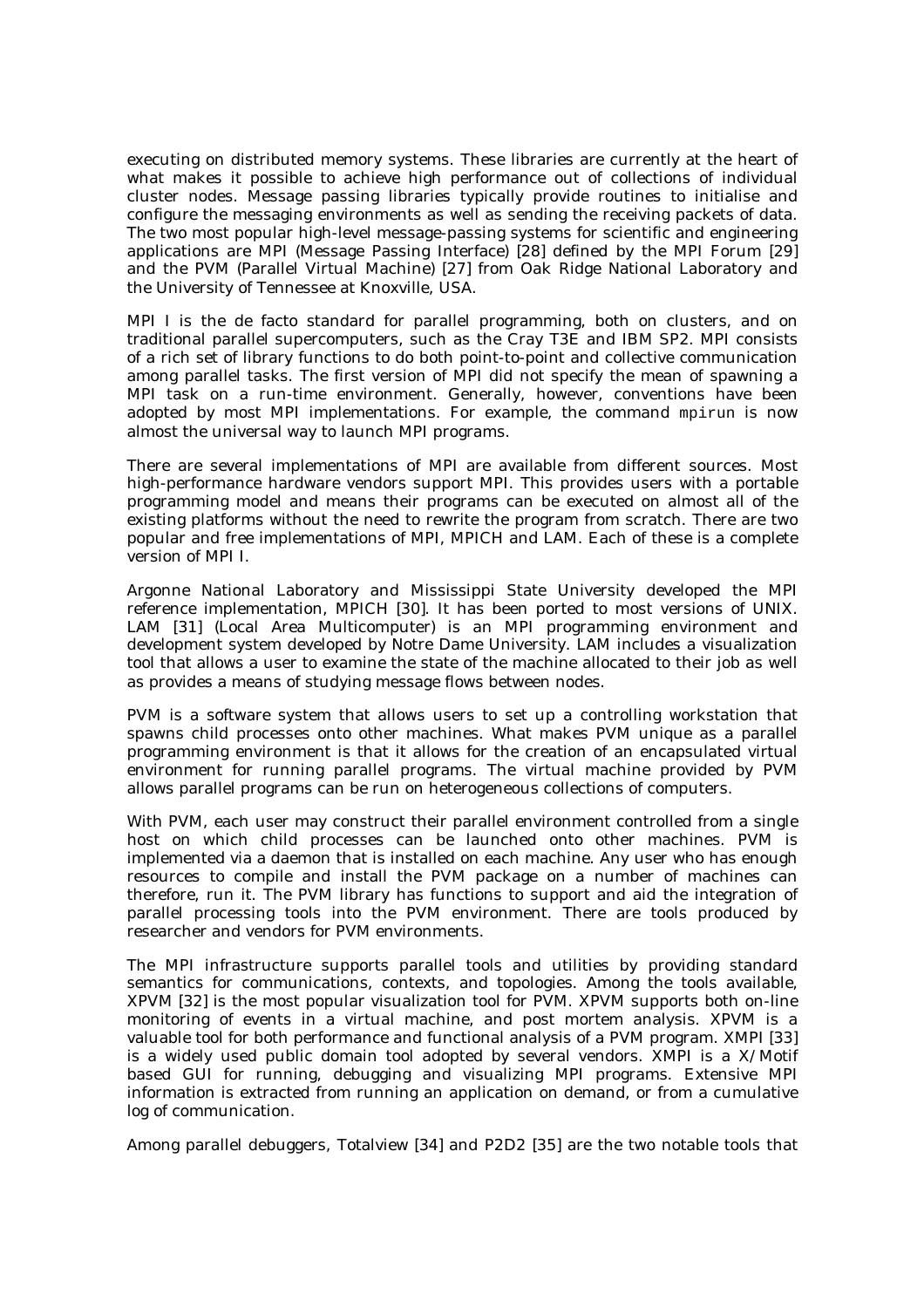executing on distributed memory systems. These libraries are currently at the heart of what makes it possible to achieve high performance out of collections of individual cluster nodes. Message passing libraries typically provide routines to initialise and configure the messaging environments as well as sending the receiving packets of data. The two most popular high-level message-passing systems for scientific and engineering applications are MPI (Message Passing Interface) [28] defined by the MPI Forum [29] and the PVM (Parallel Virtual Machine) [27] from Oak Ridge National Laboratory and the University of Tennessee at Knoxville, USA.

MPI I is the de facto standard for parallel programming, both on clusters, and on traditional parallel supercomputers, such as the Cray T3E and IBM SP2. MPI consists of a rich set of library functions to do both point-to-point and collective communication among parallel tasks. The first version of MPI did not specify the mean of spawning a MPI task on a run-time environment. Generally, however, conventions have been adopted by most MPI implementations. For example, the command `mpirun` is now almost the universal way to launch MPI programs.

There are several implementations of MPI are available from different sources. Most high-performance hardware vendors support MPI. This provides users with a portable programming model and means their programs can be executed on almost all of the existing platforms without the need to rewrite the program from scratch. There are two popular and free implementations of MPI, MPICH and LAM. Each of these is a complete version of MPI I.

Argonne National Laboratory and Mississippi State University developed the MPI reference implementation, MPICH [30]. It has been ported to most versions of UNIX. LAM [31] (Local Area Multicomputer) is an MPI programming environment and development system developed by Notre Dame University. LAM includes a visualization tool that allows a user to examine the state of the machine allocated to their job as well as provides a means of studying message flows between nodes.

PVM is a software system that allows users to set up a controlling workstation that spawns child processes onto other machines. What makes PVM unique as a parallel programming environment is that it allows for the creation of an encapsulated virtual environment for running parallel programs. The virtual machine provided by PVM allows parallel programs can be run on heterogeneous collections of computers.

With PVM, each user may construct their parallel environment controlled from a single host on which child processes can be launched onto other machines. PVM is implemented via a daemon that is installed on each machine. Any user who has enough resources to compile and install the PVM package on a number of machines can therefore, run it. The PVM library has functions to support and aid the integration of parallel processing tools into the PVM environment. There are tools produced by researcher and vendors for PVM environments.

The MPI infrastructure supports parallel tools and utilities by providing standard semantics for communications, contexts, and topologies. Among the tools available, XPVM [32] is the most popular visualization tool for PVM. XPVM supports both on-line monitoring of events in a virtual machine, and post mortem analysis. XPVM is a valuable tool for both performance and functional analysis of a PVM program. XMPI [33] is a widely used public domain tool adopted by several vendors. XMPI is a X/Motif based GUI for running, debugging and visualizing MPI programs. Extensive MPI information is extracted from running an application on demand, or from a cumulative log of communication.

Among parallel debuggers, Totalview [34] and P2D2 [35] are the two notable tools that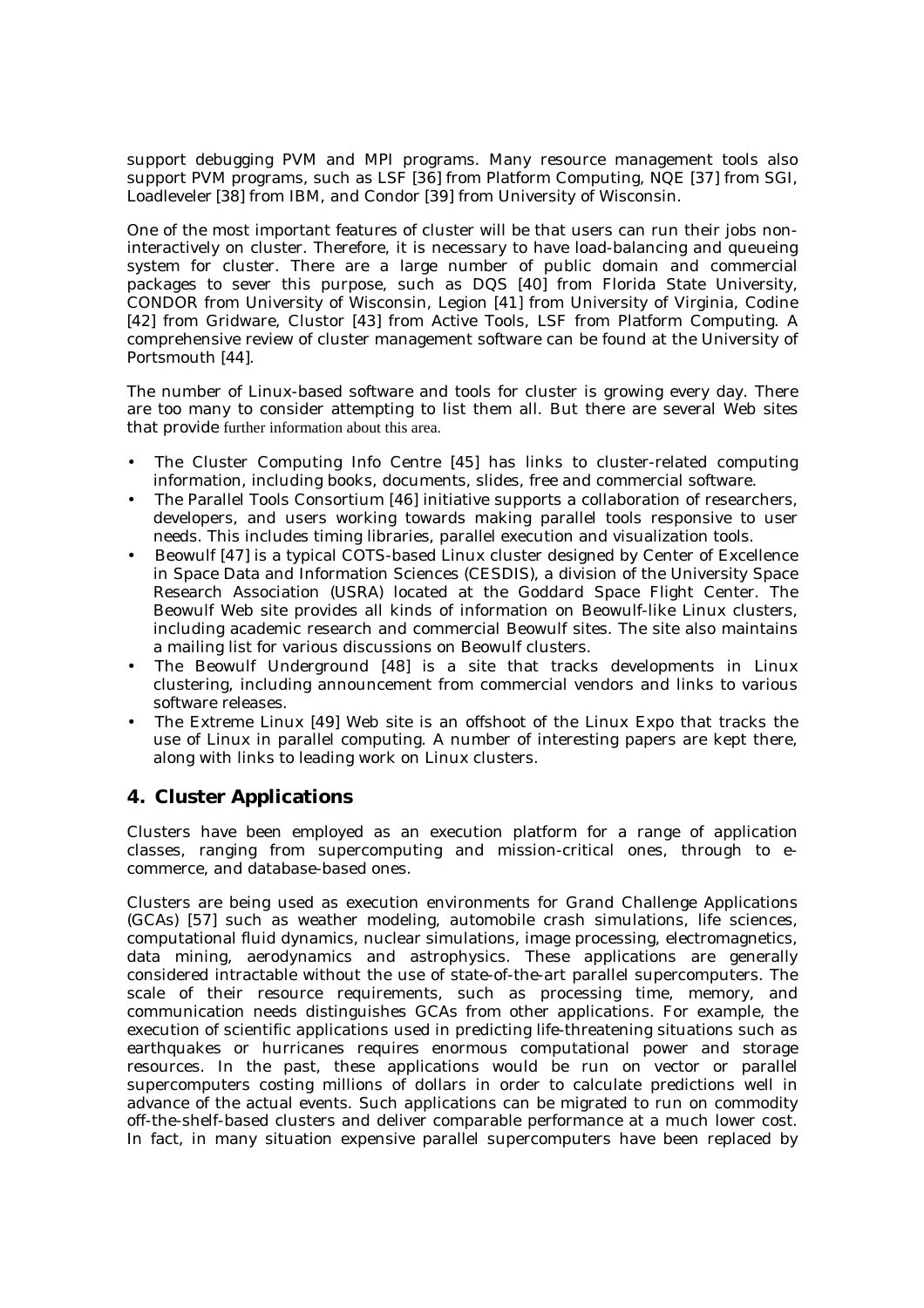support debugging PVM and MPI programs. Many resource management tools also support PVM programs, such as LSF [36] from Platform Computing, NQE [37] from SGI, Loadleveler [38] from IBM, and Condor [39] from University of Wisconsin.

One of the most important features of cluster will be that users can run their jobs non-interactively on cluster. Therefore, it is necessary to have load-balancing and queueing system for cluster. There are a large number of public domain and commercial packages to sever this purpose, such as DQS [40] from Florida State University, CONDOR from University of Wisconsin, Legion [41] from University of Virginia, Codine [42] from Gridware, Clustor [43] from Active Tools, LSF from Platform Computing. A comprehensive review of cluster management software can be found at the University of Portsmouth [44].

The number of Linux-based software and tools for cluster is growing every day. There are too many to consider attempting to list them all. But there are several Web sites that provide further information about this area.

- The Cluster Computing Info Centre [45] has links to cluster-related computing information, including books, documents, slides, free and commercial software.
- The Parallel Tools Consortium [46] initiative supports a collaboration of researchers, developers, and users working towards making parallel tools responsive to user needs. This includes timing libraries, parallel execution and visualization tools.
- Beowulf [47] is a typical COTS-based Linux cluster designed by Center of Excellence in Space Data and Information Sciences (CESDIS), a division of the University Space Research Association (USRA) located at the Goddard Space Flight Center. The Beowulf Web site provides all kinds of information on Beowulf-like Linux clusters, including academic research and commercial Beowulf sites. The site also maintains a mailing list for various discussions on Beowulf clusters.
- The Beowulf Underground [48] is a site that tracks developments in Linux clustering, including announcement from commercial vendors and links to various software releases.
- The Extreme Linux [49] Web site is an offshoot of the Linux Expo that tracks the use of Linux in parallel computing. A number of interesting papers are kept there, along with links to leading work on Linux clusters.

## 4. Cluster Applications

Clusters have been employed as an execution platform for a range of application classes, ranging from supercomputing and mission-critical ones, through to e-commerce, and database-based ones.

Clusters are being used as execution environments for Grand Challenge Applications (GCAs) [57] such as weather modeling, automobile crash simulations, life sciences, computational fluid dynamics, nuclear simulations, image processing, electromagnetics, data mining, aerodynamics and astrophysics. These applications are generally considered intractable without the use of state-of-the-art parallel supercomputers. The scale of their resource requirements, such as processing time, memory, and communication needs distinguishes GCAs from other applications. For example, the execution of scientific applications used in predicting life-threatening situations such as earthquakes or hurricanes requires enormous computational power and storage resources. In the past, these applications would be run on vector or parallel supercomputers costing millions of dollars in order to calculate predictions well in advance of the actual events. Such applications can be migrated to run on commodity off-the-shelf-based clusters and deliver comparable performance at a much lower cost. In fact, in many situation expensive parallel supercomputers have been replaced by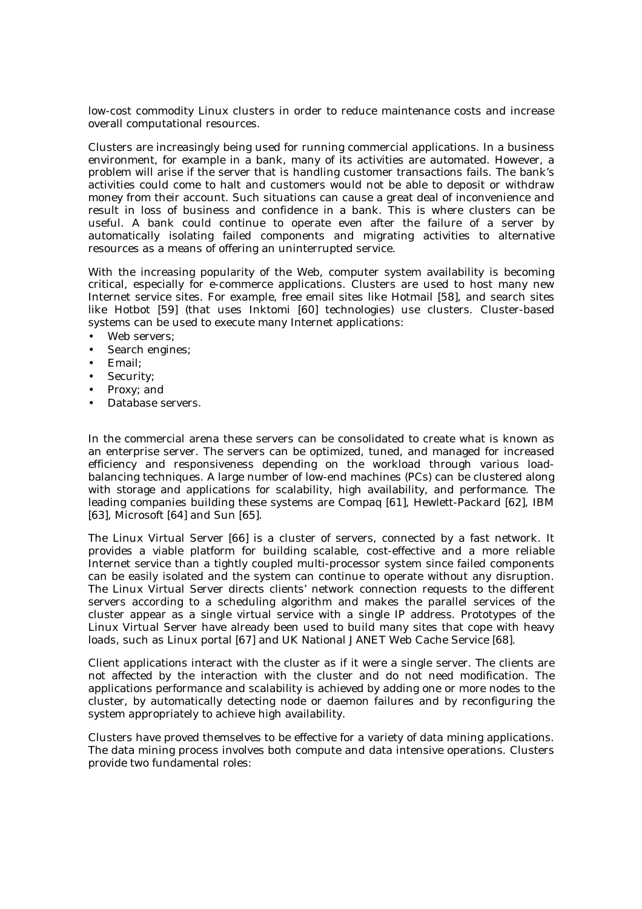low-cost commodity Linux clusters in order to reduce maintenance costs and increase overall computational resources.

Clusters are increasingly being used for running commercial applications. In a business environment, for example in a bank, many of its activities are automated. However, a problem will arise if the server that is handling customer transactions fails. The bank's activities could come to halt and customers would not be able to deposit or withdraw money from their account. Such situations can cause a great deal of inconvenience and result in loss of business and confidence in a bank. This is where clusters can be useful. A bank could continue to operate even after the failure of a server by automatically isolating failed components and migrating activities to alternative resources as a means of offering an uninterrupted service.

With the increasing popularity of the Web, computer system availability is becoming critical, especially for e-commerce applications. Clusters are used to host many new Internet service sites. For example, free email sites like Hotmail [58], and search sites like Hotbot [59] (that uses Inktomi [60] technologies) use clusters. Cluster-based systems can be used to execute many Internet applications:

- Web servers;
- Search engines;
- Email;
- Security;
- Proxy; and
- Database servers.

In the commercial arena these servers can be consolidated to create what is known as an enterprise server. The servers can be optimized, tuned, and managed for increased efficiency and responsiveness depending on the workload through various load-balancing techniques. A large number of low-end machines (PCs) can be clustered along with storage and applications for scalability, high availability, and performance. The leading companies building these systems are Compaq [61], Hewlett-Packard [62], IBM [63], Microsoft [64] and Sun [65].

The Linux Virtual Server [66] is a cluster of servers, connected by a fast network. It provides a viable platform for building scalable, cost-effective and a more reliable Internet service than a tightly coupled multi-processor system since failed components can be easily isolated and the system can continue to operate without any disruption. The Linux Virtual Server directs clients' network connection requests to the different servers according to a scheduling algorithm and makes the parallel services of the cluster appear as a single virtual service with a single IP address. Prototypes of the Linux Virtual Server have already been used to build many sites that cope with heavy loads, such as Linux portal [67] and UK National JANET Web Cache Service [68].

Client applications interact with the cluster as if it were a single server. The clients are not affected by the interaction with the cluster and do not need modification. The applications performance and scalability is achieved by adding one or more nodes to the cluster, by automatically detecting node or daemon failures and by reconfiguring the system appropriately to achieve high availability.

Clusters have proved themselves to be effective for a variety of data mining applications. The data mining process involves both compute and data intensive operations. Clusters provide two fundamental roles: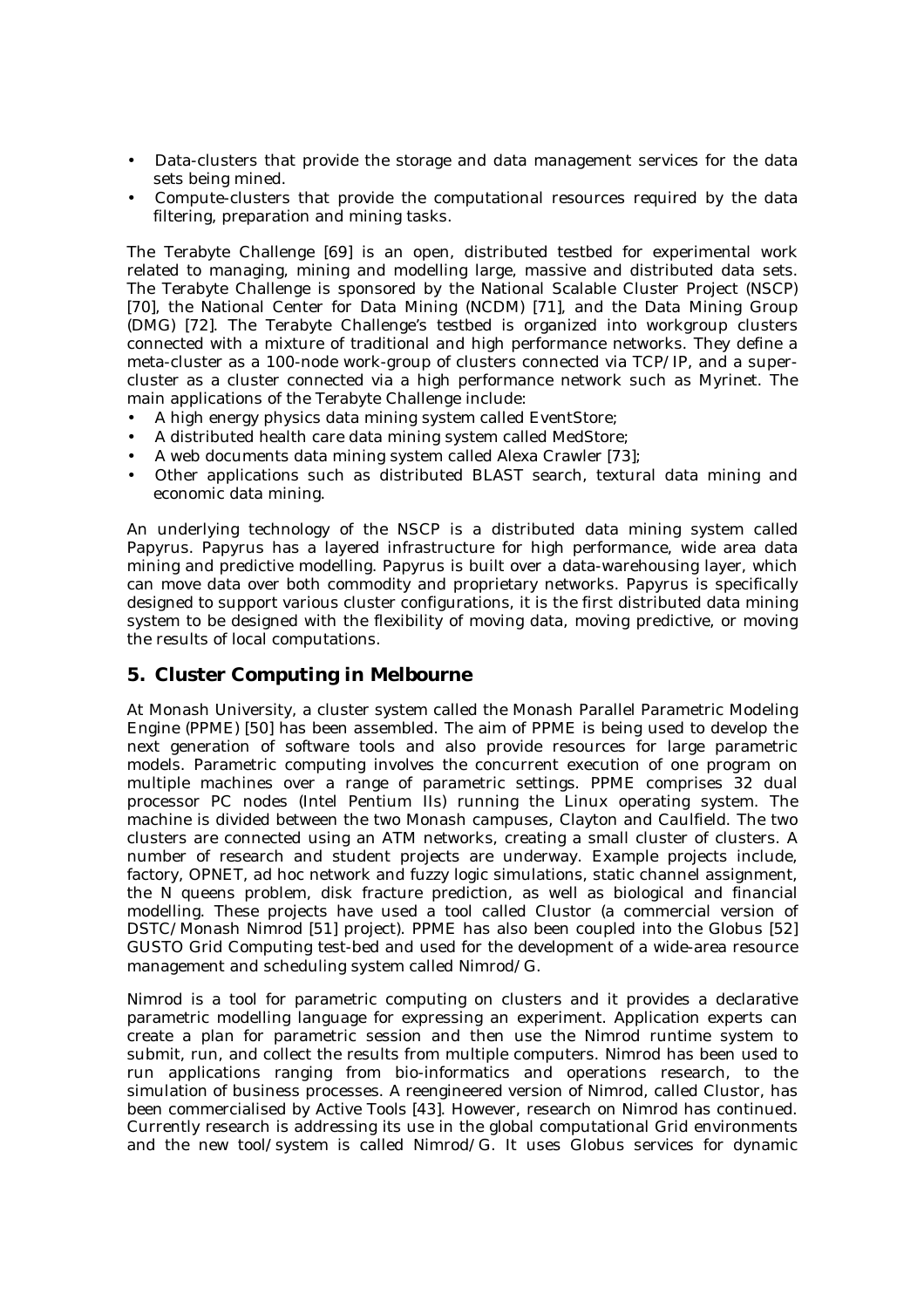- Data-clusters that provide the storage and data management services for the data sets being mined.
- Compute-clusters that provide the computational resources required by the data filtering, preparation and mining tasks.

The Terabyte Challenge [69] is an open, distributed testbed for experimental work related to managing, mining and modelling large, massive and distributed data sets. The Terabyte Challenge is sponsored by the National Scalable Cluster Project (NSCP) [70], the National Center for Data Mining (NCDM) [71], and the Data Mining Group (DMG) [72]. The Terabyte Challenge's testbed is organized into workgroup clusters connected with a mixture of traditional and high performance networks. They define a meta-cluster as a 100-node work-group of clusters connected via TCP/IP, and a super-cluster as a cluster connected via a high performance network such as Myrinet. The main applications of the Terabyte Challenge include:

- A high energy physics data mining system called EventStore;
- A distributed health care data mining system called MedStore;
- A web documents data mining system called Alexa Crawler [73];
- Other applications such as distributed BLAST search, textural data mining and economic data mining.

An underlying technology of the NSCP is a distributed data mining system called Papyrus. Papyrus has a layered infrastructure for high performance, wide area data mining and predictive modelling. Papyrus is built over a data-warehousing layer, which can move data over both commodity and proprietary networks. Papyrus is specifically designed to support various cluster configurations, it is the first distributed data mining system to be designed with the flexibility of moving data, moving predictive, or moving the results of local computations.

## 5. Cluster Computing in Melbourne

At Monash University, a cluster system called the Monash Parallel Parametric Modeling Engine (PPME) [50] has been assembled. The aim of PPME is being used to develop the next generation of software tools and also provide resources for large parametric models. Parametric computing involves the concurrent execution of one program on multiple machines over a range of parametric settings. PPME comprises 32 dual processor PC nodes (Intel Pentium IIs) running the Linux operating system. The machine is divided between the two Monash campuses, Clayton and Caulfield. The two clusters are connected using an ATM networks, creating a small cluster of clusters. A number of research and student projects are underway. Example projects include, factory, OPNET, ad hoc network and fuzzy logic simulations, static channel assignment, the N queens problem, disk fracture prediction, as well as biological and financial modelling. These projects have used a tool called Clustor (a commercial version of DSTC/Monash Nimrod [51] project). PPME has also been coupled into the Globus [52] GUSTO Grid Computing test-bed and used for the development of a wide-area resource management and scheduling system called Nimrod/G.

Nimrod is a tool for parametric computing on clusters and it provides a declarative parametric modelling language for expressing an experiment. Application experts can create a plan for parametric session and then use the Nimrod runtime system to submit, run, and collect the results from multiple computers. Nimrod has been used to run applications ranging from bio-informatics and operations research, to the simulation of business processes. A reengineered version of Nimrod, called Clustor, has been commercialised by Active Tools [43]. However, research on Nimrod has continued. Currently research is addressing its use in the global computational Grid environments and the new tool/system is called Nimrod/G. It uses Globus services for dynamic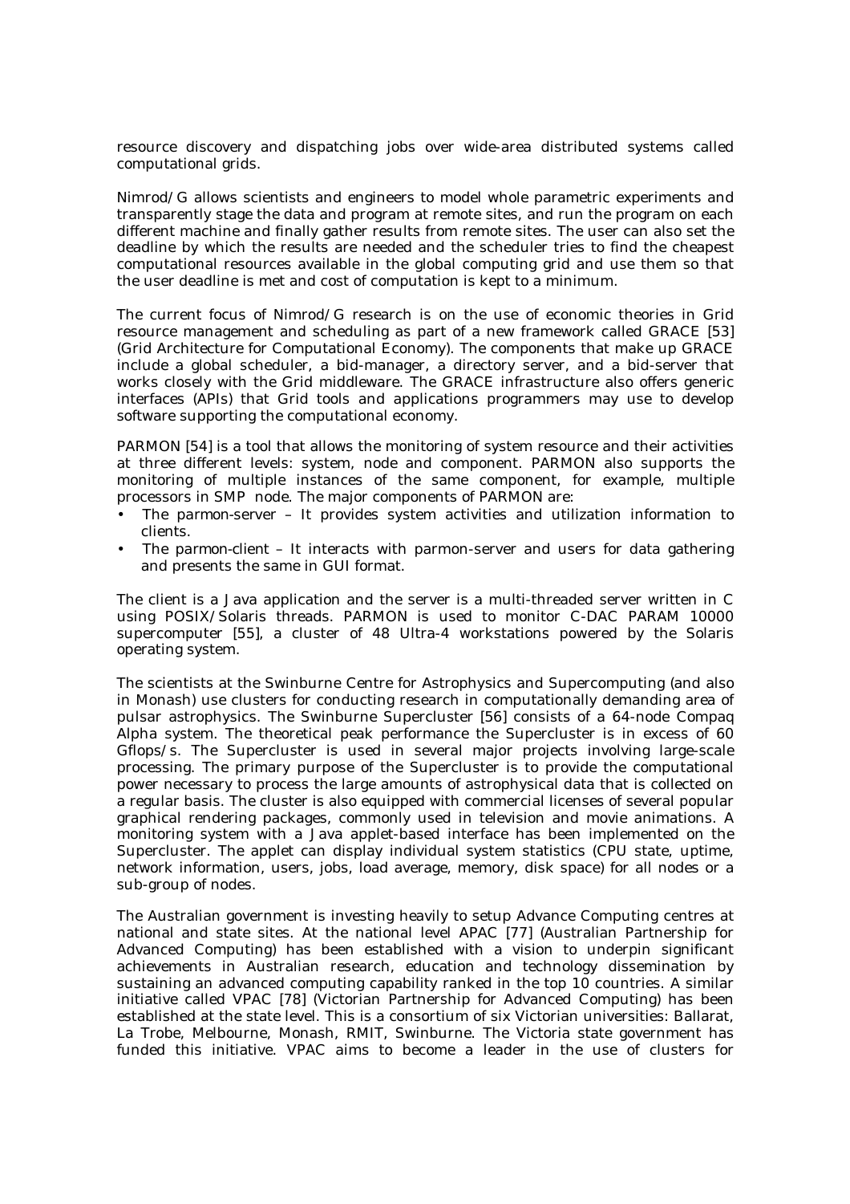resource discovery and dispatching jobs over wide-area distributed systems called computational grids.

Nimrod/G allows scientists and engineers to model whole parametric experiments and transparently stage the data and program at remote sites, and run the program on each different machine and finally gather results from remote sites. The user can also set the deadline by which the results are needed and the scheduler tries to find the cheapest computational resources available in the global computing grid and use them so that the user deadline is met and cost of computation is kept to a minimum.

The current focus of Nimrod/G research is on the use of economic theories in Grid resource management and scheduling as part of a new framework called GRACE [53] (Grid Architecture for Computational Economy). The components that make up GRACE include a global scheduler, a bid-manager, a directory server, and a bid-server that works closely with the Grid middleware. The GRACE infrastructure also offers generic interfaces (APIs) that Grid tools and applications programmers may use to develop software supporting the computational economy.

PARMON [54] is a tool that allows the monitoring of system resource and their activities at three different levels: system, node and component. PARMON also supports the monitoring of multiple instances of the same component, for example, multiple processors in SMP node. The major components of PARMON are:

- The parmon-server – It provides system activities and utilization information to clients.
- The parmon-client – It interacts with parmon-server and users for data gathering and presents the same in GUI format.

The client is a Java application and the server is a multi-threaded server written in C using POSIX/Solaris threads. PARMON is used to monitor C-DAC PARAM 10000 supercomputer [55], a cluster of 48 Ultra-4 workstations powered by the Solaris operating system.

The scientists at the Swinburne Centre for Astrophysics and Supercomputing (and also in Monash) use clusters for conducting research in computationally demanding area of pulsar astrophysics. The Swinburne Supercluster [56] consists of a 64-node Compaq Alpha system. The theoretical peak performance the Supercluster is in excess of 60 Gflops/s. The Supercluster is used in several major projects involving large-scale processing. The primary purpose of the Supercluster is to provide the computational power necessary to process the large amounts of astrophysical data that is collected on a regular basis. The cluster is also equipped with commercial licenses of several popular graphical rendering packages, commonly used in television and movie animations. A monitoring system with a Java applet-based interface has been implemented on the Supercluster. The applet can display individual system statistics (CPU state, uptime, network information, users, jobs, load average, memory, disk space) for all nodes or a sub-group of nodes.

The Australian government is investing heavily to setup Advance Computing centres at national and state sites. At the national level APAC [77] (Australian Partnership for Advanced Computing) has been established with a vision to underpin significant achievements in Australian research, education and technology dissemination by sustaining an advanced computing capability ranked in the top 10 countries. A similar initiative called VPAC [78] (Victorian Partnership for Advanced Computing) has been established at the state level. This is a consortium of six Victorian universities: Ballarat, La Trobe, Melbourne, Monash, RMIT, Swinburne. The Victoria state government has funded this initiative. VPAC aims to become a leader in the use of clusters for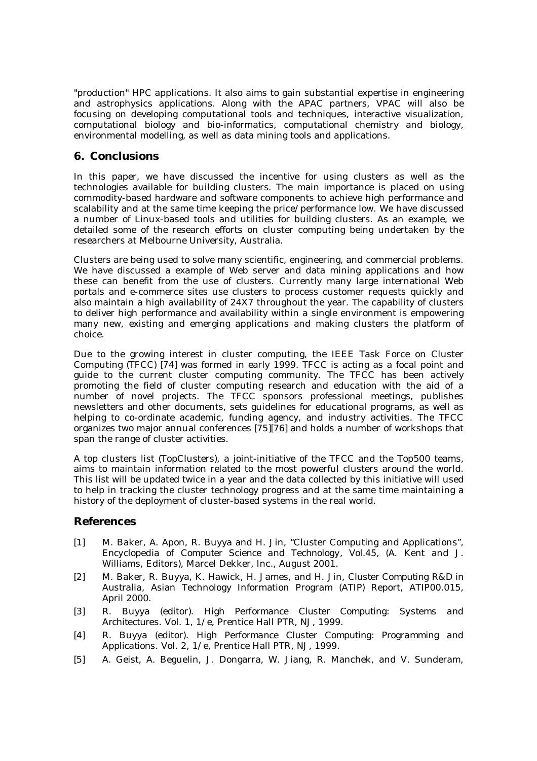"production" HPC applications. It also aims to gain substantial expertise in engineering and astrophysics applications. Along with the APAC partners, VPAC will also be focusing on developing computational tools and techniques, interactive visualization, computational biology and bio-informatics, computational chemistry and biology, environmental modelling, as well as data mining tools and applications.

## 6. Conclusions

In this paper, we have discussed the incentive for using clusters as well as the technologies available for building clusters. The main importance is placed on using commodity-based hardware and software components to achieve high performance and scalability and at the same time keeping the price/performance low. We have discussed a number of Linux-based tools and utilities for building clusters. As an example, we detailed some of the research efforts on cluster computing being undertaken by the researchers at Melbourne University, Australia.

Clusters are being used to solve many scientific, engineering, and commercial problems. We have discussed a example of Web server and data mining applications and how these can benefit from the use of clusters. Currently many large international Web portals and e-commerce sites use clusters to process customer requests quickly and also maintain a high availability of 24X7 throughout the year. The capability of clusters to deliver high performance and availability within a single environment is empowering many new, existing and emerging applications and making clusters the platform of choice.

Due to the growing interest in cluster computing, the IEEE Task Force on Cluster Computing (TFCC) [74] was formed in early 1999. TFCC is acting as a focal point and guide to the current cluster computing community. The TFCC has been actively promoting the field of cluster computing research and education with the aid of a number of novel projects. The TFCC sponsors professional meetings, publishes newsletters and other documents, sets guidelines for educational programs, as well as helping to co-ordinate academic, funding agency, and industry activities. The TFCC organizes two major annual conferences [75][76] and holds a number of workshops that span the range of cluster activities.

A top clusters list (TopClusters), a joint-initiative of the TFCC and the Top500 teams, aims to maintain information related to the most powerful clusters around the world. This list will be updated twice in a year and the data collected by this initiative will used to help in tracking the cluster technology progress and at the same time maintaining a history of the deployment of cluster-based systems in the real world.

## References

[1] M. Baker, A. Apon, R. Buyya and H. Jin, "Cluster Computing and Applications", Encyclopedia of Computer Science and Technology, Vol.45, (A. Kent and J. Williams, Editors), Marcel Dekker, Inc., August 2001.

[2] M. Baker, R. Buyya, K. Hawick, H. James, and H. Jin, Cluster Computing R&D in Australia, Asian Technology Information Program (ATIP) Report, ATIP00.015, April 2000.

[3] R. Buyya (editor). *High Performance Cluster Computing: Systems and Architectures*. Vol. 1, 1/e, Prentice Hall PTR, NJ, 1999.

[4] R. Buyya (editor). *High Performance Cluster Computing: Programming and Applications*. Vol. 2, 1/e, Prentice Hall PTR, NJ, 1999.

[5] A. Geist, A. Beguelin, J. Dongarra, W. Jiang, R. Manchek, and V. Sunderam,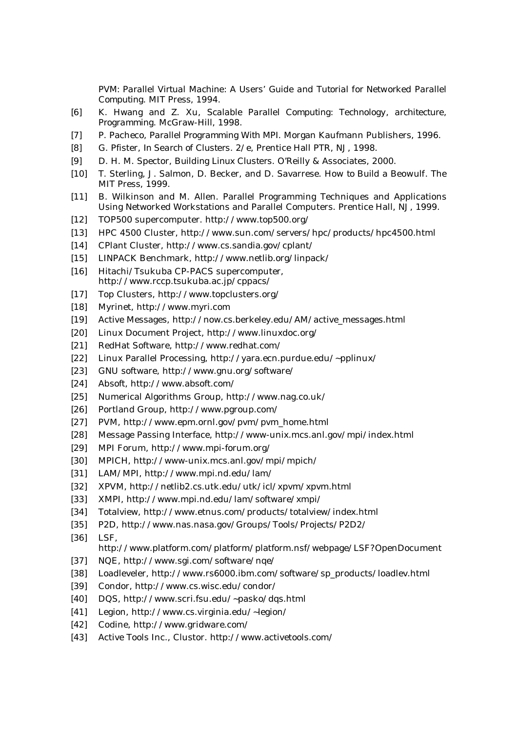PVM: Parallel Virtual Machine: A Users' Guide and Tutorial for Networked Parallel Computing. MIT Press, 1994.

[6] K. Hwang and Z. Xu, Scalable Parallel Computing: Technology, architecture, Programming. McGraw-Hill, 1998.

[7] P. Pacheco, Parallel Programming With MPI. Morgan Kaufmann Publishers, 1996.

[8] G. Pfister, In Search of Clusters. 2/e, Prentice Hall PTR, NJ, 1998.

[9] D. H. M. Spector, Building Linux Clusters. O'Reilly & Associates, 2000.

[10] T. Sterling, J. Salmon, D. Becker, and D. Savarrese. How to Build a Beowulf. The MIT Press, 1999.

[11] B. Wilkinson and M. Allen. Parallel Programming Techniques and Applications Using Networked Workstations and Parallel Computers. Prentice Hall, NJ, 1999.

[12] TOP500 supercomputer. http://www.top500.org/

[13] HPC 4500 Cluster, http://www.sun.com/servers/hpc/products/hpc4500.html

[14] CPlant Cluster, http://www.cs.sandia.gov/cplant/

[15] LINPACK Benchmark, http://www.netlib.org/linpack/

[16] Hitachi/Tsukuba CP-PACS supercomputer, http://www.rccp.tsukuba.ac.jp/cppacs/

[17] Top Clusters, http://www.topclusters.org/

[18] Myrinet, http://www.myri.com

[19] Active Messages, http://now.cs.berkeley.edu/AM/active_messages.html

[20] Linux Document Project, http://www.linuxdoc.org/

[21] RedHat Software, http://www.redhat.com/

[22] Linux Parallel Processing, http://yara.ecn.purdue.edu/~pplinux/

[23] GNU software, http://www.gnu.org/software/

[24] Absoft, http://www.absoft.com/

[25] Numerical Algorithms Group, http://www.nag.co.uk/

[26] Portland Group, http://www.pgroup.com/

[27] PVM, http://www.epm.ornl.gov/pvm/pvm_home.html

[28] Message Passing Interface, http://www-unix.mcs.anl.gov/mpi/index.html

[29] MPI Forum, http://www.mpi-forum.org/

[30] MPICH, http://www-unix.mcs.anl.gov/mpi/mpich/

[31] LAM/MPI, http://www.mpi.nd.edu/lam/

[32] XPVM, http://netlib2.cs.utk.edu/utk/icl/xpvm/xpvm.html

[33] XMPI, http://www.mpi.nd.edu/lam/software/xmpi/

[34] Totalview, http://www.etnus.com/products/totalview/index.html

[35] P2D, http://www.nas.nasa.gov/Groups/Tools/Projects/P2D2/

[36] LSF, http://www.platform.com/platform/platform.nsf/webpage/LSF?OpenDocument

[37] NQE, http://www.sgi.com/software/nqe/

[38] Loadleveler, http://www.rs6000.ibm.com/software/sp_products/loadlev.html

[39] Condor, http://www.cs.wisc.edu/condor/

[40] DQS, http://www.scri.fsu.edu/~pasko/dqs.html

[41] Legion, http://www.cs.virginia.edu/~legion/

[42] Codine, http://www.gridware.com/

[43] Active Tools Inc., Clustor. http://www.activetools.com/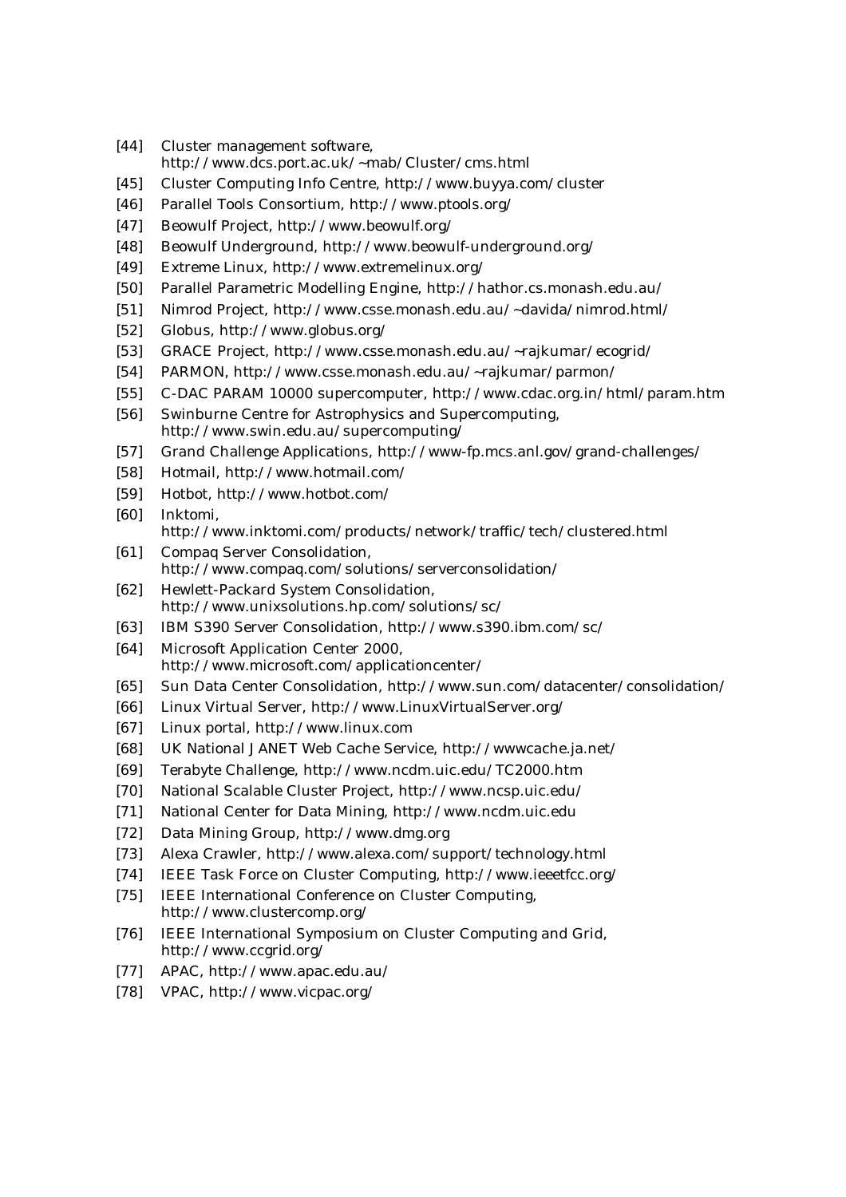[44] Cluster management software, http://www.dcs.port.ac.uk/~mab/Cluster/cms.html

[45] Cluster Computing Info Centre, http://www.buyya.com/cluster

[46] Parallel Tools Consortium, http://www.ptools.org/

[47] Beowulf Project, http://www.beowulf.org/

[48] Beowulf Underground, http://www.beowulf-underground.org/

[49] Extreme Linux, http://www.extremelinux.org/

[50] Parallel Parametric Modelling Engine, http://hathor.cs.monash.edu.au/

[51] Nimrod Project, http://www.csse.monash.edu.au/~davida/nimrod.html/

[52] Globus, http://www.globus.org/

[53] GRACE Project, http://www.csse.monash.edu.au/~rajkumar/ecogrid/

[54] PARMON, http://www.csse.monash.edu.au/~rajkumar/parmon/

[55] C-DAC PARAM 10000 supercomputer, http://www.cdac.org.in/html/param.htm

[56] Swinburne Centre for Astrophysics and Supercomputing, http://www.swin.edu.au/supercomputing/

[57] Grand Challenge Applications, http://www-fp.mcs.anl.gov/grand-challenges/

[58] Hotmail, http://www.hotmail.com/

[59] Hotbot, http://www.hotbot.com/

[60] Inktomi, http://www.inktomi.com/products/network/traffic/tech/clustered.html

[61] Compaq Server Consolidation, http://www.compaq.com/solutions/serverconsolidation/

[62] Hewlett-Packard System Consolidation, http://www.unixsolutions.hp.com/solutions/sc/

[63] IBM S390 Server Consolidation, http://www.s390.ibm.com/sc/

[64] Microsoft Application Center 2000, http://www.microsoft.com/applicationcenter/

[65] Sun Data Center Consolidation, http://www.sun.com/datacenter/consolidation/

[66] Linux Virtual Server, http://www.LinuxVirtualServer.org/

[67] Linux portal, http://www.linux.com

[68] UK National JANET Web Cache Service, http://wwwcache.ja.net/

[69] Terabyte Challenge, http://www.ncdm.uic.edu/TC2000.htm

[70] National Scalable Cluster Project, http://www.ncsp.uic.edu/

[71] National Center for Data Mining, http://www.ncdm.uic.edu

[72] Data Mining Group, http://www.dmg.org

[73] Alexa Crawler, http://www.alexa.com/support/technology.html

[74] IEEE Task Force on Cluster Computing, http://www.ieeetfcc.org/

[75] IEEE International Conference on Cluster Computing, http://www.clustercomp.org/

[76] IEEE International Symposium on Cluster Computing and Grid, http://www.ccgrid.org/

[77] APAC, http://www.apac.edu.au/

[78] VPAC, http://www.vicpac.org/